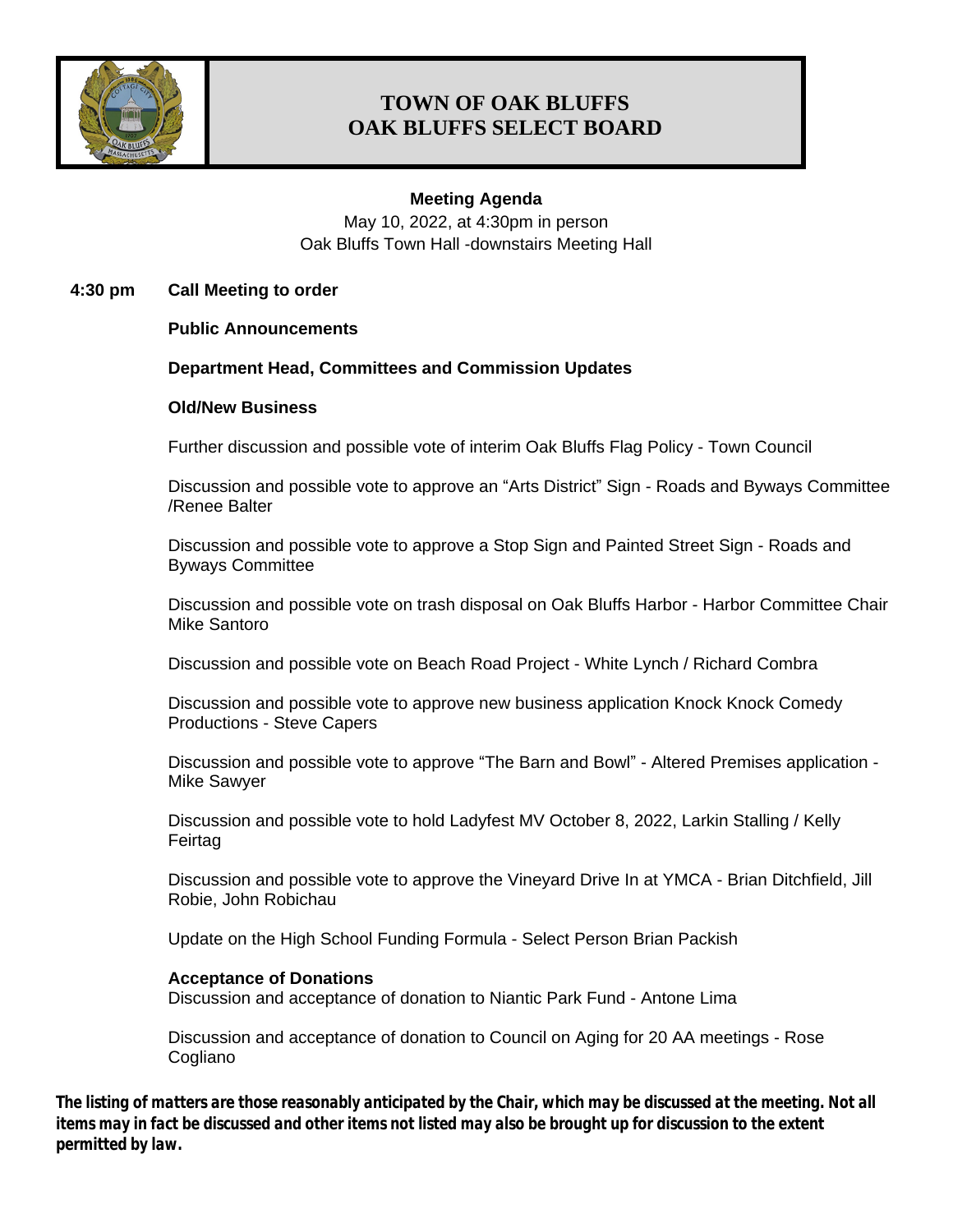# TOWN OF OAK BLUFFS
# OAK BLUFFS SELECT BOARD

**Meeting Agenda**

May 10, 2022, at 4:30pm in person
Oak Bluffs Town Hall -downstairs Meeting Hall

**4:30 pm Call Meeting to order**

**Public Announcements**

**Department Head, Committees and Commission Updates**

**Old/New Business**

Further discussion and possible vote of interim Oak Bluffs Flag Policy - Town Council

Discussion and possible vote to approve an "Arts District" Sign - Roads and Byways Committee /Renee Balter

Discussion and possible vote to approve a Stop Sign and Painted Street Sign - Roads and Byways Committee

Discussion and possible vote on trash disposal on Oak Bluffs Harbor - Harbor Committee Chair Mike Santoro

Discussion and possible vote on Beach Road Project - White Lynch / Richard Combra

Discussion and possible vote to approve new business application Knock Knock Comedy Productions - Steve Capers

Discussion and possible vote to approve "The Barn and Bowl" - Altered Premises application - Mike Sawyer

Discussion and possible vote to hold Ladyfest MV October 8, 2022, Larkin Stalling / Kelly Feirtag

Discussion and possible vote to approve the Vineyard Drive In at YMCA - Brian Ditchfield, Jill Robie, John Robichau

Update on the High School Funding Formula - Select Person Brian Packish

**Acceptance of Donations**

Discussion and acceptance of donation to Niantic Park Fund - Antone Lima

Discussion and acceptance of donation to Council on Aging for 20 AA meetings - Rose Cogliano

***The listing of matters are those reasonably anticipated by the Chair, which may be discussed at the meeting. Not all items may in fact be discussed and other items not listed may also be brought up for discussion to the extent permitted by law.***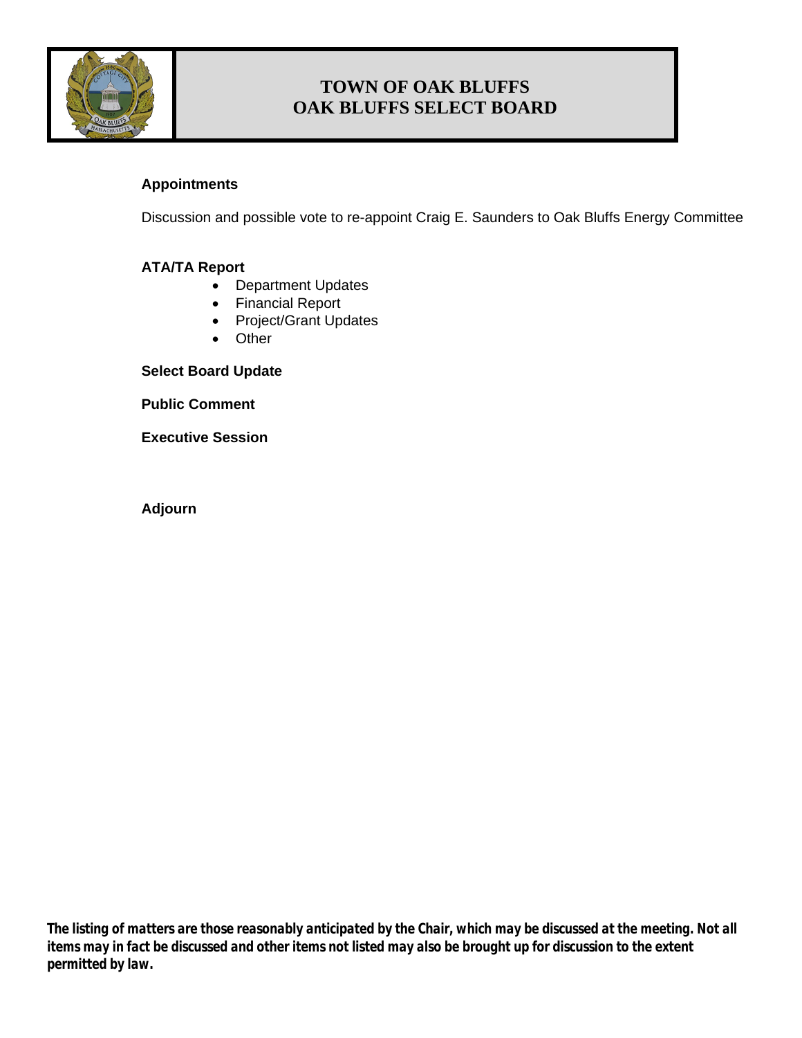# TOWN OF OAK BLUFFS
# OAK BLUFFS SELECT BOARD

**Appointments**

Discussion and possible vote to re-appoint Craig E. Saunders to Oak Bluffs Energy Committee

**ATA/TA Report**

- Department Updates
- Financial Report
- Project/Grant Updates
- Other

**Select Board Update**

**Public Comment**

**Executive Session**

**Adjourn**

***The listing of matters are those reasonably anticipated by the Chair, which may be discussed at the meeting. Not all items may in fact be discussed and other items not listed may also be brought up for discussion to the extent permitted by law.***